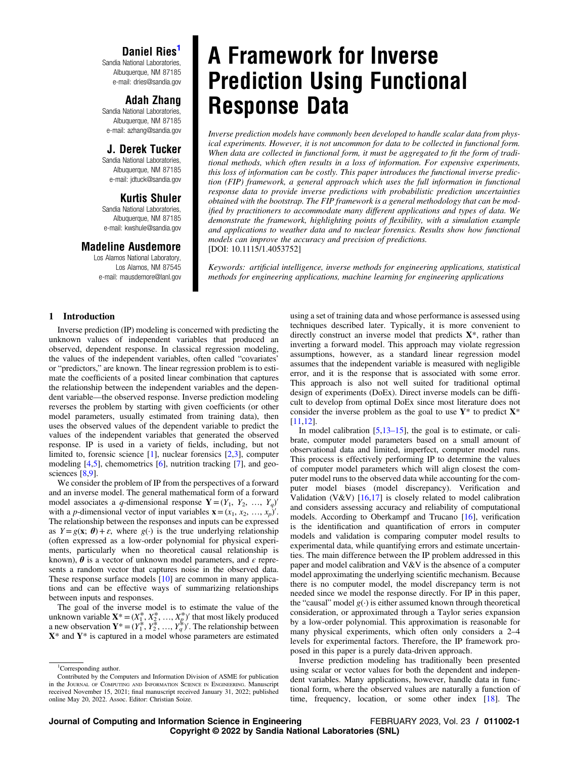# A Framework for Inverse Prediction Using Functional Response Data

**Daniel Ries**[1]
Sandia National Laboratories,
Albuquerque, NM 87185
e-mail: dries@sandia.gov

**Adah Zhang**
Sandia National Laboratories,
Albuquerque, NM 87185
e-mail: azhang@sandia.gov

**J. Derek Tucker**
Sandia National Laboratories,
Albuquerque, NM 87185
e-mail: jdtuck@sandia.gov

**Kurtis Shuler**
Sandia National Laboratories,
Albuquerque, NM 87185
e-mail: kwshule@sandia.gov

**Madeline Ausdemore**
Los Alamos National Laboratory,
Los Alamos, NM 87545
e-mail: mausdemore@lanl.gov

*Inverse prediction models have commonly been developed to handle scalar data from physical experiments. However, it is not uncommon for data to be collected in functional form. When data are collected in functional form, it must be aggregated to fit the form of traditional methods, which often results in a loss of information. For expensive experiments, this loss of information can be costly. This paper introduces the functional inverse prediction (FIP) framework, a general approach which uses the full information in functional response data to provide inverse predictions with probabilistic prediction uncertainties obtained with the bootstrap. The FIP framework is a general methodology that can be modified by practitioners to accommodate many different applications and types of data. We demonstrate the framework, highlighting points of flexibility, with a simulation example and applications to weather data and to nuclear forensics. Results show how functional models can improve the accuracy and precision of predictions.*
[DOI: 10.1115/1.4053752]

*Keywords: artificial intelligence, inverse methods for engineering applications, statistical methods for engineering applications, machine learning for engineering applications*

## 1 Introduction

Inverse prediction (IP) modeling is concerned with predicting the unknown values of independent variables that produced an observed, dependent response. In classical regression modeling, the values of the independent variables, often called "covariates" or "predictors," are known. The linear regression problem is to estimate the coefficients of a posited linear combination that captures the relationship between the independent variables and the dependent variable—the observed response. Inverse prediction modeling reverses the problem by starting with given coefficients (or other model parameters, usually estimated from training data), then uses the observed values of the dependent variable to predict the values of the independent variables that generated the observed response. IP is used in a variety of fields, including, but not limited to, forensic science [1], nuclear forensics [2,3], computer modeling [4,5], chemometrics [6], nutrition tracking [7], and geosciences [8,9].

We consider the problem of IP from the perspectives of a forward and an inverse model. The general mathematical form of a forward model associates a $q$-dimensional response $\mathbf{Y} = (Y_1, Y_2, \ldots, Y_q)'$ with a $p$-dimensional vector of input variables $\mathbf{x} = (x_1, x_2, \ldots, x_p)'$. The relationship between the responses and inputs can be expressed as $Y = g(\mathbf{x}; \boldsymbol{\theta}) + \varepsilon$, where $g(\cdot)$ is the true underlying relationship (often expressed as a low-order polynomial for physical experiments, particularly when no theoretical causal relationship is known), $\boldsymbol{\theta}$ is a vector of unknown model parameters, and $\epsilon$ represents a random vector that captures noise in the observed data. These response surface models [10] are common in many applications and can be effective ways of summarizing relationships between inputs and responses.

The goal of the inverse model is to estimate the value of the unknown variable $\mathbf{X}^* = (X_1^*, X_2^*, \ldots, X_p^*)'$ that most likely produced a new observation $\mathbf{Y}^* = (Y_1^*, Y_2^*, \ldots, Y_q^*)'$. The relationship between $\mathbf{X}^*$ and $\mathbf{Y}^*$ is captured in a model whose parameters are estimated using a set of training data and whose performance is assessed using techniques described later. Typically, it is more convenient to directly construct an inverse model that predicts $\mathbf{X}^*$, rather than inverting a forward model. This approach may violate regression assumptions, however, as a standard linear regression model assumes that the independent variable is measured with negligible error, and it is the response that is associated with some error. This approach is also not well suited for traditional optimal design of experiments (DoEx). Direct inverse models can be difficult to develop from optimal DoEx since most literature does not consider the inverse problem as the goal to use $\mathbf{Y}^*$ to predict $\mathbf{X}^*$ [11,12].

In model calibration [5,13–15], the goal is to estimate, or calibrate, computer model parameters based on a small amount of observational data and limited, imperfect, computer model runs. This process is effectively performing IP to determine the values of computer model parameters which will align closest the computer model runs to the observed data while accounting for the computer model biases (model discrepancy). Verification and Validation (V&V) [16,17] is closely related to model calibration and considers assessing accuracy and reliability of computational models. According to Oberkampf and Trucano [16], verification is the identification and quantification of errors in computer models and validation is comparing computer model results to experimental data, while quantifying errors and estimate uncertainties. The main difference between the IP problem addressed in this paper and model calibration and V&V is the absence of a computer model approximating the underlying scientific mechanism. Because there is no computer model, the model discrepancy term is not needed since we model the response directly. For IP in this paper, the "causal" model $g(\cdot)$ is either assumed known through theoretical consideration, or approximated through a Taylor series expansion by a low-order polynomial. This approximation is reasonable for many physical experiments, which often only considers a 2–4 levels for experimental factors. Therefore, the IP framework proposed in this paper is a purely data-driven approach.

Inverse prediction modeling has traditionally been presented using scalar or vector values for both the dependent and independent variables. Many applications, however, handle data in functional form, where the observed values are naturally a function of time, frequency, location, or some other index [18]. The

---

[1] Corresponding author.

Contributed by the Computers and Information Division of ASME for publication in the JOURNAL OF COMPUTING AND INFORMATION SCIENCE IN ENGINEERING. Manuscript received November 15, 2021; final manuscript received January 31, 2022; published online May 20, 2022. Assoc. Editor: Christian Soize.

Copyright © 2022 by Sandia National Laboratories (SNL)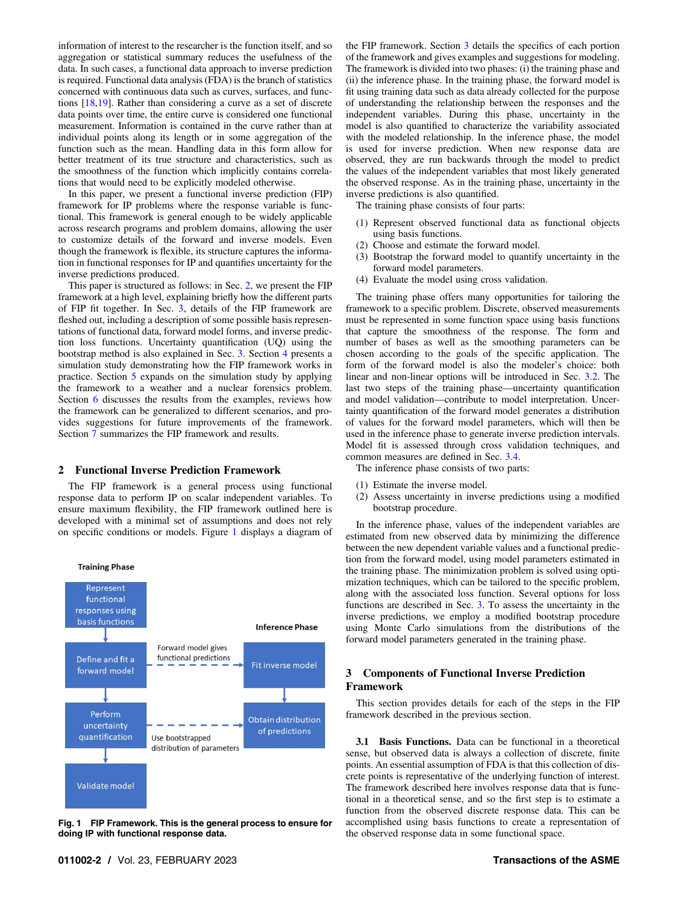information of interest to the researcher is the function itself, and so aggregation or statistical summary reduces the usefulness of the data. In such cases, a functional data approach to inverse prediction is required. Functional data analysis (FDA) is the branch of statistics concerned with continuous data such as curves, surfaces, and functions [18,19]. Rather than considering a curve as a set of discrete data points over time, the entire curve is considered one functional measurement. Information is contained in the curve rather than at individual points along its length or in some aggregation of the function such as the mean. Handling data in this form allow for better treatment of its true structure and characteristics, such as the smoothness of the function which implicitly contains correlations that would need to be explicitly modeled otherwise.

In this paper, we present a functional inverse prediction (FIP) framework for IP problems where the response variable is functional. This framework is general enough to be widely applicable across research programs and problem domains, allowing the user to customize details of the forward and inverse models. Even though the framework is flexible, its structure captures the information in functional responses for IP and quantifies uncertainty for the inverse predictions produced.

This paper is structured as follows: in Sec. 2, we present the FIP framework at a high level, explaining briefly how the different parts of FIP fit together. In Sec. 3, details of the FIP framework are fleshed out, including a description of some possible basis representations of functional data, forward model forms, and inverse prediction loss functions. Uncertainty quantification (UQ) using the bootstrap method is also explained in Sec. 3. Section 4 presents a simulation study demonstrating how the FIP framework works in practice. Section 5 expands on the simulation study by applying the framework to a weather and a nuclear forensics problem. Section 6 discusses the results from the examples, reviews how the framework can be generalized to different scenarios, and provides suggestions for future improvements of the framework. Section 7 summarizes the FIP framework and results.

## 2 Functional Inverse Prediction Framework

The FIP framework is a general process using functional response data to perform IP on scalar independent variables. To ensure maximum flexibility, the FIP framework outlined here is developed with a minimal set of assumptions and does not rely on specific conditions or models. Figure 1 displays a diagram of the FIP framework. Section 3 details the specifics of each portion of the framework and gives examples and suggestions for modeling. The framework is divided into two phases: (i) the training phase and (ii) the inference phase. In the training phase, the forward model is fit using training data such as data already collected for the purpose of understanding the relationship between the responses and the independent variables. During this phase, uncertainty in the model is also quantified to characterize the variability associated with the modeled relationship. In the inference phase, the model is used for inverse prediction. When new response data are observed, they are run backwards through the model to predict the values of the independent variables that most likely generated the observed response. As in the training phase, uncertainty in the inverse predictions is also quantified.

**Training Phase**

Represent functional responses using basis functions → Define and fit a forward model → Perform uncertainty quantification → Validate model

**Inference Phase**

Fit inverse model (Forward model gives functional predictions) → Obtain distribution of predictions (Use bootstrapped distribution of parameters)

**Fig. 1 FIP Framework. This is the general process to ensure for doing IP with functional response data.**

The training phase consists of four parts:

1. Represent observed functional data as functional objects using basis functions.
2. Choose and estimate the forward model.
3. Bootstrap the forward model to quantify uncertainty in the forward model parameters.
4. Evaluate the model using cross validation.

The training phase offers many opportunities for tailoring the framework to a specific problem. Discrete, observed measurements must be represented in some function space using basis functions that capture the smoothness of the response. The form and number of bases as well as the smoothing parameters can be chosen according to the goals of the specific application. The form of the forward model is also the modeler's choice: both linear and non-linear options will be introduced in Sec. 3.2. The last two steps of the training phase—uncertainty quantification and model validation—contribute to model interpretation. Uncertainty quantification of the forward model generates a distribution of values for the forward model parameters, which will then be used in the inference phase to generate inverse prediction intervals. Model fit is assessed through cross validation techniques, and common measures are defined in Sec. 3.4.

The inference phase consists of two parts:

1. Estimate the inverse model.
2. Assess uncertainty in inverse predictions using a modified bootstrap procedure.

In the inference phase, values of the independent variables are estimated from new observed data by minimizing the difference between the new dependent variable values and a functional prediction from the forward model, using model parameters estimated in the training phase. The minimization problem is solved using optimization techniques, which can be tailored to the specific problem, along with the associated loss function. Several options for loss functions are described in Sec. 3. To assess the uncertainty in the inverse predictions, we employ a modified bootstrap procedure using Monte Carlo simulations from the distributions of the forward model parameters generated in the training phase.

## 3 Components of Functional Inverse Prediction Framework

This section provides details for each of the steps in the FIP framework described in the previous section.

**3.1 Basis Functions.** Data can be functional in a theoretical sense, but observed data is always a collection of discrete, finite points. An essential assumption of FDA is that this collection of discrete points is representative of the underlying function of interest. The framework described here involves response data that is functional in a theoretical sense, and so the first step is to estimate a function from the observed discrete response data. This can be accomplished using basis functions to create a representation of the observed response data in some functional space.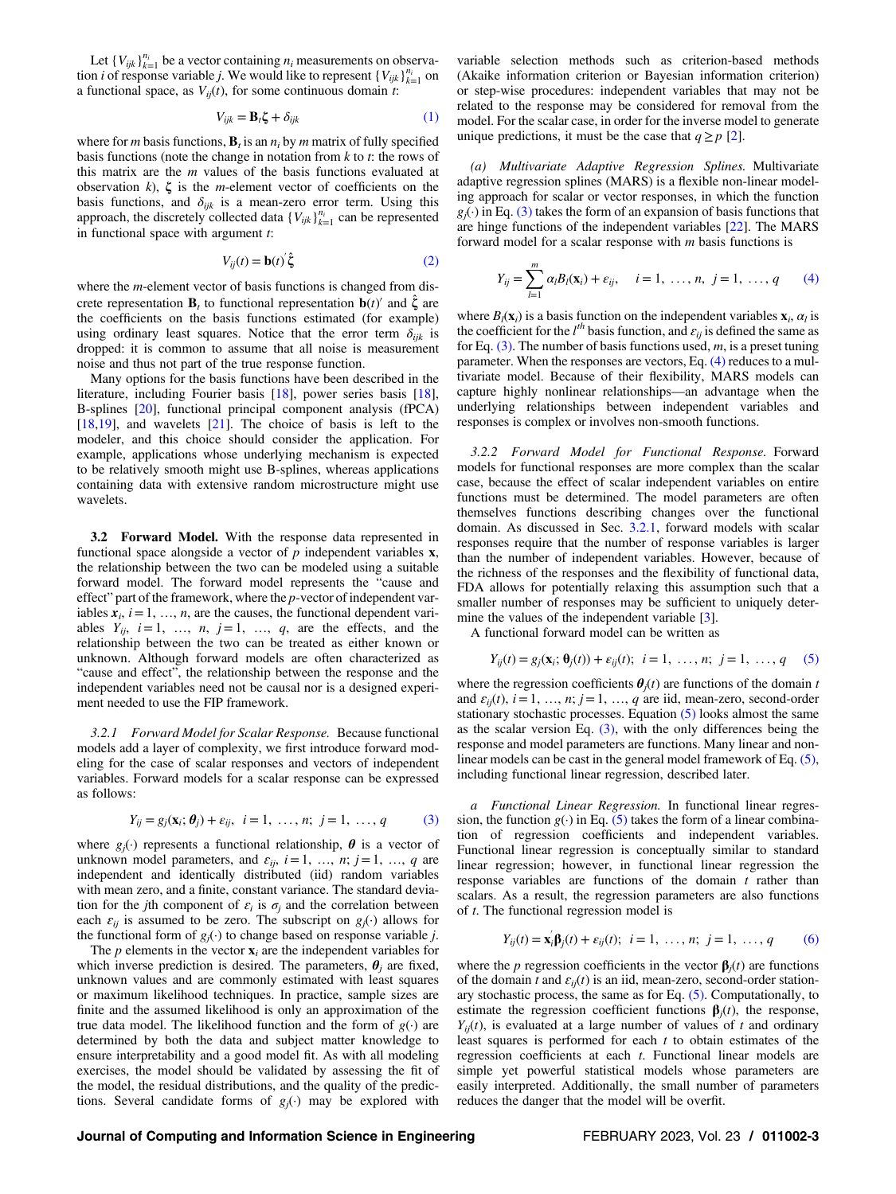Let $\{V_{ijk}\}_{k=1}^{n_i}$ be a vector containing $n_i$ measurements on observation $i$ of response variable $j$. We would like to represent $\{V_{ijk}\}_{k=1}^{n_i}$ on a functional space, as $V_{ij}(t)$, for some continuous domain $t$:

$$V_{ijk} = \mathbf{B}_t \boldsymbol{\zeta} + \delta_{ijk} \tag{1}$$

where for $m$ basis functions, $\mathbf{B}_t$ is an $n_i$ by $m$ matrix of fully specified basis functions (note the change in notation from $k$ to $t$: the rows of this matrix are the $m$ values of the basis functions evaluated at observation $k$), $\boldsymbol{\zeta}$ is the $m$-element vector of coefficients on the basis functions, and $\delta_{ijk}$ is a mean-zero error term. Using this approach, the discretely collected data $\{V_{ijk}\}_{k=1}^{n_i}$ can be represented in functional space with argument $t$:

$$V_{ij}(t) = \mathbf{b}(t)' \hat{\boldsymbol{\zeta}} \tag{2}$$

where the $m$-element vector of basis functions is changed from discrete representation $\mathbf{B}_t$ to functional representation $\mathbf{b}(t)'$ and $\hat{\boldsymbol{\zeta}}$ are the coefficients on the basis functions estimated (for example) using ordinary least squares. Notice that the error term $\delta_{ijk}$ is dropped: it is common to assume that all noise is measurement noise and thus not part of the true response function.

Many options for the basis functions have been described in the literature, including Fourier basis [18], power series basis [18], B-splines [20], functional principal component analysis (fPCA) [18,19], and wavelets [21]. The choice of basis is left to the modeler, and this choice should consider the application. For example, applications whose underlying mechanism is expected to be relatively smooth might use B-splines, whereas applications containing data with extensive random microstructure might use wavelets.

### 3.2 Forward Model.

With the response data represented in functional space alongside a vector of $p$ independent variables $\mathbf{x}$, the relationship between the two can be modeled using a suitable forward model. The forward model represents the "cause and effect" part of the framework, where the $p$-vector of independent variables $\boldsymbol{x}_i$, $i = 1, \ldots, n$, are the causes, the functional dependent variables $Y_{ij}$, $i = 1, \ldots, n$, $j = 1, \ldots, q$, are the effects, and the relationship between the two can be treated as either known or unknown. Although forward models are often characterized as "cause and effect", the relationship between the response and the independent variables need not be causal nor is a designed experiment needed to use the FIP framework.

#### 3.2.1 Forward Model for Scalar Response.

Because functional models add a layer of complexity, we first introduce forward modeling for the case of scalar responses and vectors of independent variables. Forward models for a scalar response can be expressed as follows:

$$Y_{ij} = g_j(\mathbf{x}_i; \boldsymbol{\theta}_j) + \varepsilon_{ij}, \;\; i = 1, \ldots, n; \;\; j = 1, \ldots, q \tag{3}$$

where $g_j(\cdot)$ represents a functional relationship, $\boldsymbol{\theta}$ is a vector of unknown model parameters, and $\varepsilon_{ij}$, $i = 1, \ldots, n$; $j = 1, \ldots, q$ are independent and identically distributed (iid) random variables with mean zero, and a finite, constant variance. The standard deviation for the $j$th component of $\varepsilon_i$ is $\sigma_j$ and the correlation between each $\varepsilon_{ij}$ is assumed to be zero. The subscript on $g_j(\cdot)$ allows for the functional form of $g_j(\cdot)$ to change based on response variable $j$.

The $p$ elements in the vector $\mathbf{x}_i$ are the independent variables for which inverse prediction is desired. The parameters, $\boldsymbol{\theta}_j$ are fixed, unknown values and are commonly estimated with least squares or maximum likelihood techniques. In practice, sample sizes are finite and the assumed likelihood is only an approximation of the true data model. The likelihood function and the form of $g(\cdot)$ are determined by both the data and subject matter knowledge to ensure interpretability and a good model fit. As with all modeling exercises, the model should be validated by assessing the fit of the model, the residual distributions, and the quality of the predictions. Several candidate forms of $g_j(\cdot)$ may be explored with variable selection methods such as criterion-based methods (Akaike information criterion or Bayesian information criterion) or step-wise procedures: independent variables that may not be related to the response may be considered for removal from the model. For the scalar case, in order for the inverse model to generate unique predictions, it must be the case that $q \geq p$ [2].

*(a) Multivariate Adaptive Regression Splines.* Multivariate adaptive regression splines (MARS) is a flexible non-linear modeling approach for scalar or vector responses, in which the function $g_j(\cdot)$ in Eq. (3) takes the form of an expansion of basis functions that are hinge functions of the independent variables [22]. The MARS forward model for a scalar response with $m$ basis functions is

$$Y_{ij} = \sum_{l=1}^{m} \alpha_l B_l(\mathbf{x}_i) + \varepsilon_{ij}, \quad i = 1, \ldots, n, \;\; j = 1, \ldots, q \tag{4}$$

where $B_l(\mathbf{x}_i)$ is a basis function on the independent variables $\mathbf{x}_i$, $\alpha_l$ is the coefficient for the $l^{th}$ basis function, and $\varepsilon_{ij}$ is defined the same as for Eq. (3). The number of basis functions used, $m$, is a preset tuning parameter. When the responses are vectors, Eq. (4) reduces to a multivariate model. Because of their flexibility, MARS models can capture highly nonlinear relationships—an advantage when the underlying relationships between independent variables and responses is complex or involves non-smooth functions.

#### 3.2.2 Forward Model for Functional Response.

Forward models for functional responses are more complex than the scalar case, because the effect of scalar independent variables on entire functions must be determined. The model parameters are often themselves functions describing changes over the functional domain. As discussed in Sec. 3.2.1, forward models with scalar responses require that the number of response variables is larger than the number of independent variables. However, because of the richness of the responses and the flexibility of functional data, FDA allows for potentially relaxing this assumption such that a smaller number of responses may be sufficient to uniquely determine the values of the independent variable [3].

A functional forward model can be written as

$$Y_{ij}(t) = g_j(\mathbf{x}_i; \boldsymbol{\theta}_j(t)) + \varepsilon_{ij}(t); \;\; i = 1, \ldots, n; \;\; j = 1, \ldots, q \tag{5}$$

where the regression coefficients $\boldsymbol{\theta}_j(t)$ are functions of the domain $t$ and $\varepsilon_{ij}(t)$, $i = 1, \ldots, n$; $j = 1, \ldots, q$ are iid, mean-zero, second-order stationary stochastic processes. Equation (5) looks almost the same as the scalar version Eq. (3), with the only differences being the response and model parameters are functions. Many linear and nonlinear models can be cast in the general model framework of Eq. (5), including functional linear regression, described later.

*a Functional Linear Regression.* In functional linear regression, the function $g(\cdot)$ in Eq. (5) takes the form of a linear combination of regression coefficients and independent variables. Functional linear regression is conceptually similar to standard linear regression; however, in functional linear regression the response variables are functions of the domain $t$ rather than scalars. As a result, the regression parameters are also functions of $t$. The functional regression model is

$$Y_{ij}(t) = \mathbf{x}_i' \boldsymbol{\beta}_j(t) + \varepsilon_{ij}(t); \;\; i = 1, \ldots, n; \;\; j = 1, \ldots, q \tag{6}$$

where the $p$ regression coefficients in the vector $\boldsymbol{\beta}_j(t)$ are functions of the domain $t$ and $\varepsilon_{ij}(t)$ is an iid, mean-zero, second-order stationary stochastic process, the same as for Eq. (5). Computationally, to estimate the regression coefficient functions $\boldsymbol{\beta}_j(t)$, the response, $Y_{ij}(t)$, is evaluated at a large number of values of $t$ and ordinary least squares is performed for each $t$ to obtain estimates of the regression coefficients at each $t$. Functional linear models are simple yet powerful statistical models whose parameters are easily interpreted. Additionally, the small number of parameters reduces the danger that the model will be overfit.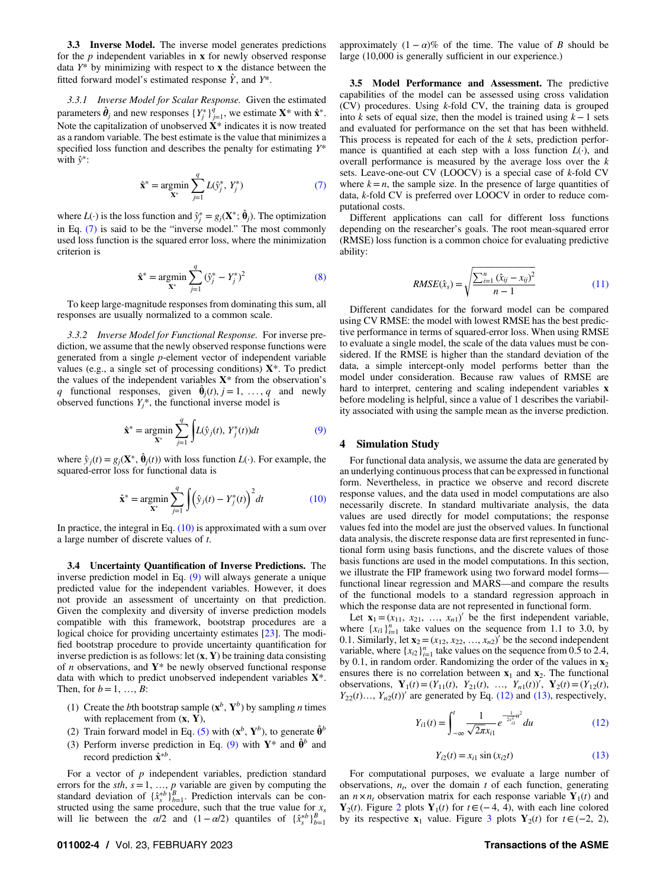### 3.3 Inverse Model.

The inverse model generates predictions for the $p$ independent variables in $\mathbf{x}$ for newly observed response data $Y^*$ by minimizing with respect to $\mathbf{x}$ the distance between the fitted forward model's estimated response $\hat{Y}$, and $Y^*$.

#### 3.3.1 Inverse Model for Scalar Response.

Given the estimated parameters $\hat{\boldsymbol{\theta}}_j$ and new responses $\{Y_j^*\}_{j=1}^q$, we estimate $\mathbf{X}^*$ with $\hat{\mathbf{x}}^*$. Note the capitalization of unobserved $\mathbf{X}^*$ indicates it is now treated as a random variable. The best estimate is the value that minimizes a specified loss function and describes the penalty for estimating $Y^*$ with $\hat{y}^*$:

$$\hat{\mathbf{x}}^* = \underset{\mathbf{X}^*}{\operatorname{argmin}} \sum_{j=1}^{q} L(\hat{y}_j^*, Y_j^*) \tag{7}$$

where $L(\cdot)$ is the loss function and $\hat{y}_j^* = g_j(\mathbf{X}^*; \hat{\boldsymbol{\theta}}_j)$. The optimization in Eq. (7) is said to be the "inverse model." The most commonly used loss function is the squared error loss, where the minimization criterion is

$$\hat{\mathbf{x}}^* = \underset{\mathbf{X}^*}{\operatorname{argmin}} \sum_{j=1}^{q} (\hat{y}_j^* - Y_j^*)^2 \tag{8}$$

To keep large-magnitude responses from dominating this sum, all responses are usually normalized to a common scale.

#### 3.3.2 Inverse Model for Functional Response.

For inverse prediction, we assume that the newly observed response functions were generated from a single $p$-element vector of independent variable values (e.g., a single set of processing conditions) $\mathbf{X}^*$. To predict the values of the independent variables $\mathbf{X}^*$ from the observation's $q$ functional responses, given $\hat{\boldsymbol{\theta}}_j(t), j = 1, \ldots, q$ and newly observed functions $Y_j{}^*$, the functional inverse model is

$$\hat{\mathbf{x}}^* = \underset{\mathbf{X}^*}{\operatorname{argmin}} \sum_{j=1}^{q} \int L(\hat{y}_j(t), Y_j^*(t))dt \tag{9}$$

where $\hat{y}_j(t) = g_j(\mathbf{X}^*, \hat{\boldsymbol{\theta}}_j(t))$ with loss function $L(\cdot)$. For example, the squared-error loss for functional data is

$$\hat{\mathbf{x}}^* = \underset{\mathbf{X}^*}{\operatorname{argmin}} \sum_{j=1}^{q} \int \left(\hat{y}_j(t) - Y_j^*(t)\right)^2 dt \tag{10}$$

In practice, the integral in Eq. (10) is approximated with a sum over a large number of discrete values of $t$.

### 3.4 Uncertainty Quantification of Inverse Predictions.

The inverse prediction model in Eq. (9) will always generate a unique predicted value for the independent variables. However, it does not provide an assessment of uncertainty on that prediction. Given the complexity and diversity of inverse prediction models compatible with this framework, bootstrap procedures are a logical choice for providing uncertainty estimates [23]. The modified bootstrap procedure to provide uncertainty quantification for inverse prediction is as follows: let $(\mathbf{x}, \mathbf{Y})$ be training data consisting of $n$ observations, and $\mathbf{Y}^*$ be newly observed functional response data with which to predict unobserved independent variables $\mathbf{X}^*$. Then, for $b = 1, \ldots, B$:

1. Create the $b$th bootstrap sample $(\mathbf{x}^b, \mathbf{Y}^b)$ by sampling $n$ times with replacement from $(\mathbf{x}, \mathbf{Y})$,
2. Train forward model in Eq. (5) with $(\mathbf{x}^b, \mathbf{Y}^b)$, to generate $\hat{\boldsymbol{\theta}}^b$
3. Perform inverse prediction in Eq. (9) with $\mathbf{Y}^*$ and $\hat{\boldsymbol{\theta}}^b$ and record prediction $\hat{\mathbf{x}}^{*b}$.

For a vector of $p$ independent variables, prediction standard errors for the $s$th, $s = 1, \ldots, p$ variable are given by computing the standard deviation of $\{\hat{x}_s^{*b}\}_{b=1}^B$. Prediction intervals can be constructed using the same procedure, such that the true value for $x_s$ will lie between the $\alpha/2$ and $(1-\alpha/2)$ quantiles of $\{\hat{x}_s^{*b}\}_{b=1}^B$ approximately $(1-\alpha)\%$ of the time. The value of $B$ should be large (10,000 is generally sufficient in our experience.)

### 3.5 Model Performance and Assessment.

The predictive capabilities of the model can be assessed using cross validation (CV) procedures. Using $k$-fold CV, the training data is grouped into $k$ sets of equal size, then the model is trained using $k-1$ sets and evaluated for performance on the set that has been withheld. This process is repeated for each of the $k$ sets, prediction performance is quantified at each step with a loss function $L(\cdot)$, and overall performance is measured by the average loss over the $k$ sets. Leave-one-out CV (LOOCV) is a special case of $k$-fold CV where $k = n$, the sample size. In the presence of large quantities of data, $k$-fold CV is preferred over LOOCV in order to reduce computational costs.

Different applications can call for different loss functions depending on the researcher's goals. The root mean-squared error (RMSE) loss function is a common choice for evaluating predictive ability:

$$RMSE(\hat{x}_s) = \sqrt{\frac{\sum_{i=1}^{n} (\hat{x}_{ij} - x_{ij})^2}{n-1}} \tag{11}$$

Different candidates for the forward model can be compared using CV RMSE: the model with lowest RMSE has the best predictive performance in terms of squared-error loss. When using RMSE to evaluate a single model, the scale of the data values must be considered. If the RMSE is higher than the standard deviation of the data, a simple intercept-only model performs better than the model under consideration. Because raw values of RMSE are hard to interpret, centering and scaling independent variables $\mathbf{x}$ before modeling is helpful, since a value of 1 describes the variability associated with using the sample mean as the inverse prediction.

## 4 Simulation Study

For functional data analysis, we assume the data are generated by an underlying continuous process that can be expressed in functional form. Nevertheless, in practice we observe and record discrete response values, and the data used in model computations are also necessarily discrete. In standard multivariate analysis, the data values are used directly for model computations; the response values fed into the model are just the observed values. In functional data analysis, the discrete response data are first represented in functional form using basis functions, and the discrete values of those basis functions are used in the model computations. In this section, we illustrate the FIP framework using two forward model forms—functional linear regression and MARS—and compare the results of the functional models to a standard regression approach in which the response data are not represented in functional form.

Let $\mathbf{x}_1 = (x_{11}, x_{21}, \ldots, x_{n1})'$ be the first independent variable, where $\{x_{i1}\}_{i=1}^n$ take values on the sequence from 1.1 to 3.0, by 0.1. Similarly, let $\mathbf{x}_2 = (x_{12}, x_{22}, \ldots, x_{n2})'$ be the second independent variable, where $\{x_{i2}\}_{i=1}^n$ take values on the sequence from 0.5 to 2.4, by 0.1, in random order. Randomizing the order of the values in $\mathbf{x}_2$ ensures there is no correlation between $\mathbf{x}_1$ and $\mathbf{x}_2$. The functional observations, $\mathbf{Y}_1(t) = (Y_{11}(t), Y_{21}(t), \ldots, Y_{n1}(t))'$, $\mathbf{Y}_2(t) = (Y_{12}(t), Y_{22}(t) \ldots, Y_{n2}(t))'$ are generated by Eq. (12) and (13), respectively,

$$Y_{i1}(t) = \int_{-\infty}^{t} \frac{1}{\sqrt{2\pi}x_{i1}} e^{-\frac{1}{2x_{i1}^2}u^2} du \tag{12}$$

$$Y_{i2}(t) = x_{i1} \sin(x_{i2}t) \tag{13}$$

For computational purposes, we evaluate a large number of observations, $n_t$, over the domain $t$ of each function, generating an $n \times n_t$ observation matrix for each response variable $\mathbf{Y}_1(t)$ and $\mathbf{Y}_2(t)$. Figure 2 plots $\mathbf{Y}_1(t)$ for $t \in (-4, 4)$, with each line colored by its respective $\mathbf{x}_1$ value. Figure 3 plots $\mathbf{Y}_2(t)$ for $t \in (-2, 2)$,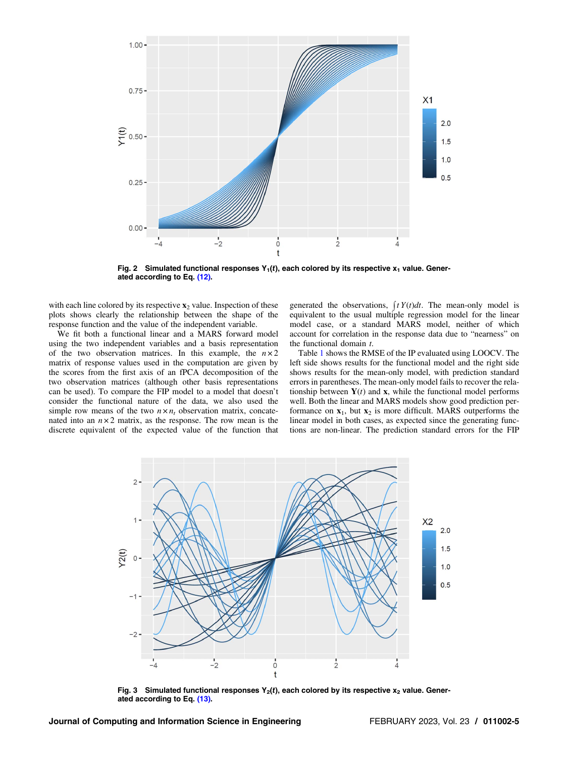Fig. 2 Simulated functional responses $Y_1(t)$, each colored by its respective $x_1$ value. Generated according to Eq. (12).

with each line colored by its respective $\mathbf{x}_2$ value. Inspection of these plots shows clearly the relationship between the shape of the response function and the value of the independent variable.

We fit both a functional linear and a MARS forward model using the two independent variables and a basis representation of the two observation matrices. In this example, the $n \times 2$ matrix of response values used in the computation are given by the scores from the first axis of an fPCA decomposition of the two observation matrices (although other basis representations can be used). To compare the FIP model to a model that doesn't consider the functional nature of the data, we also used the simple row means of the two $n \times n_t$ observation matrix, concatenated into an $n \times 2$ matrix, as the response. The row mean is the discrete equivalent of the expected value of the function that generated the observations, $\int t\,Y(t)dt$. The mean-only model is equivalent to the usual multiple regression model for the linear model case, or a standard MARS model, neither of which account for correlation in the response data due to "nearness" on the functional domain $t$.

Table 1 shows the RMSE of the IP evaluated using LOOCV. The left side shows results for the functional model and the right side shows results for the mean-only model, with prediction standard errors in parentheses. The mean-only model fails to recover the relationship between $\mathbf{Y}(t)$ and $\mathbf{x}$, while the functional model performs well. Both the linear and MARS models show good prediction performance on $\mathbf{x}_1$, but $\mathbf{x}_2$ is more difficult. MARS outperforms the linear model in both cases, as expected since the generating functions are non-linear. The prediction standard errors for the FIP

Fig. 3 Simulated functional responses $Y_2(t)$, each colored by its respective $x_2$ value. Generated according to Eq. (13).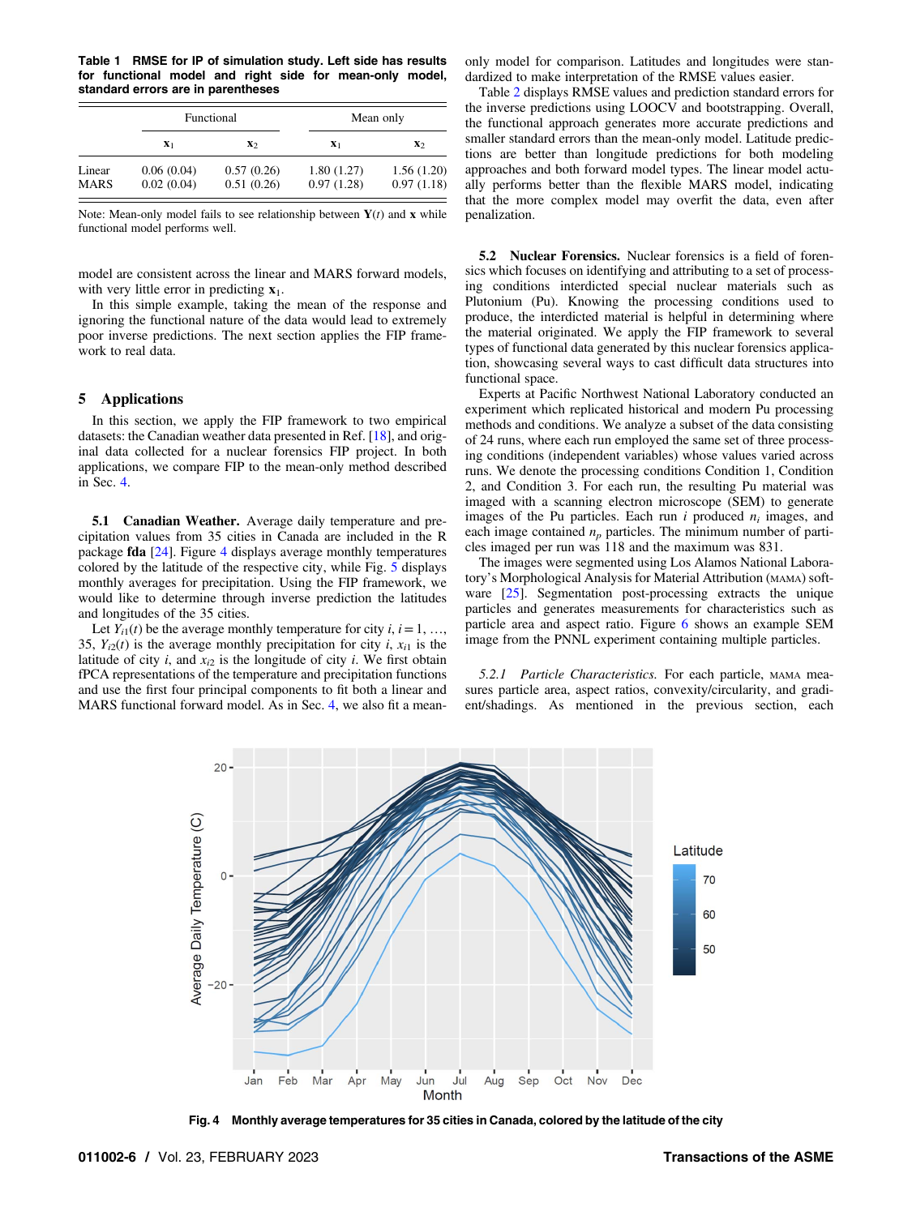**Table 1 RMSE for IP of simulation study. Left side has results for functional model and right side for mean-only model, standard errors are in parentheses**

| | Functional | | Mean only | |
|---|---|---|---|---|
| | $\mathbf{x}_1$ | $\mathbf{x}_2$ | $\mathbf{x}_1$ | $\mathbf{x}_2$ |
| Linear | 0.06 (0.04) | 0.57 (0.26) | 1.80 (1.27) | 1.56 (1.20) |
| MARS | 0.02 (0.04) | 0.51 (0.26) | 0.97 (1.28) | 0.97 (1.18) |

Note: Mean-only model fails to see relationship between $\mathbf{Y}(t)$ and $\mathbf{x}$ while functional model performs well.

model are consistent across the linear and MARS forward models, with very little error in predicting $\mathbf{x}_1$.

In this simple example, taking the mean of the response and ignoring the functional nature of the data would lead to extremely poor inverse predictions. The next section applies the FIP framework to real data.

## 5 Applications

In this section, we apply the FIP framework to two empirical datasets: the Canadian weather data presented in Ref. [18], and original data collected for a nuclear forensics FIP project. In both applications, we compare FIP to the mean-only method described in Sec. 4.

**5.1 Canadian Weather.** Average daily temperature and precipitation values from 35 cities in Canada are included in the R package **fda** [24]. Figure 4 displays average monthly temperatures colored by the latitude of the respective city, while Fig. 5 displays monthly averages for precipitation. Using the FIP framework, we would like to determine through inverse prediction the latitudes and longitudes of the 35 cities.

Let $Y_{i1}(t)$ be the average monthly temperature for city $i$, $i = 1, \ldots, 35$, $Y_{i2}(t)$ is the average monthly precipitation for city $i$, $x_{i1}$ is the latitude of city $i$, and $x_{i2}$ is the longitude of city $i$. We first obtain fPCA representations of the temperature and precipitation functions and use the first four principal components to fit both a linear and MARS functional forward model. As in Sec. 4, we also fit a mean-only model for comparison. Latitudes and longitudes were standardized to make interpretation of the RMSE values easier.

Table 2 displays RMSE values and prediction standard errors for the inverse predictions using LOOCV and bootstrapping. Overall, the functional approach generates more accurate predictions and smaller standard errors than the mean-only model. Latitude predictions are better than longitude predictions for both modeling approaches and both forward model types. The linear model actually performs better than the flexible MARS model, indicating that the more complex model may overfit the data, even after penalization.

**5.2 Nuclear Forensics.** Nuclear forensics is a field of forensics which focuses on identifying and attributing to a set of processing conditions interdicted special nuclear materials such as Plutonium (Pu). Knowing the processing conditions used to produce, the interdicted material is helpful in determining where the material originated. We apply the FIP framework to several types of functional data generated by this nuclear forensics application, showcasing several ways to cast difficult data structures into functional space.

Experts at Pacific Northwest National Laboratory conducted an experiment which replicated historical and modern Pu processing methods and conditions. We analyze a subset of the data consisting of 24 runs, where each run employed the same set of three processing conditions (independent variables) whose values varied across runs. We denote the processing conditions Condition 1, Condition 2, and Condition 3. For each run, the resulting Pu material was imaged with a scanning electron microscope (SEM) to generate images of the Pu particles. Each run $i$ produced $n_i$ images, and each image contained $n_p$ particles. The minimum number of particles imaged per run was 118 and the maximum was 831.

The images were segmented using Los Alamos National Laboratory's Morphological Analysis for Material Attribution (MAMA) software [25]. Segmentation post-processing extracts the unique particles and generates measurements for characteristics such as particle area and aspect ratio. Figure 6 shows an example SEM image from the PNNL experiment containing multiple particles.

*5.2.1 Particle Characteristics.* For each particle, MAMA measures particle area, aspect ratios, convexity/circularity, and gradient/shadings. As mentioned in the previous section, each

**Fig. 4 Monthly average temperatures for 35 cities in Canada, colored by the latitude of the city**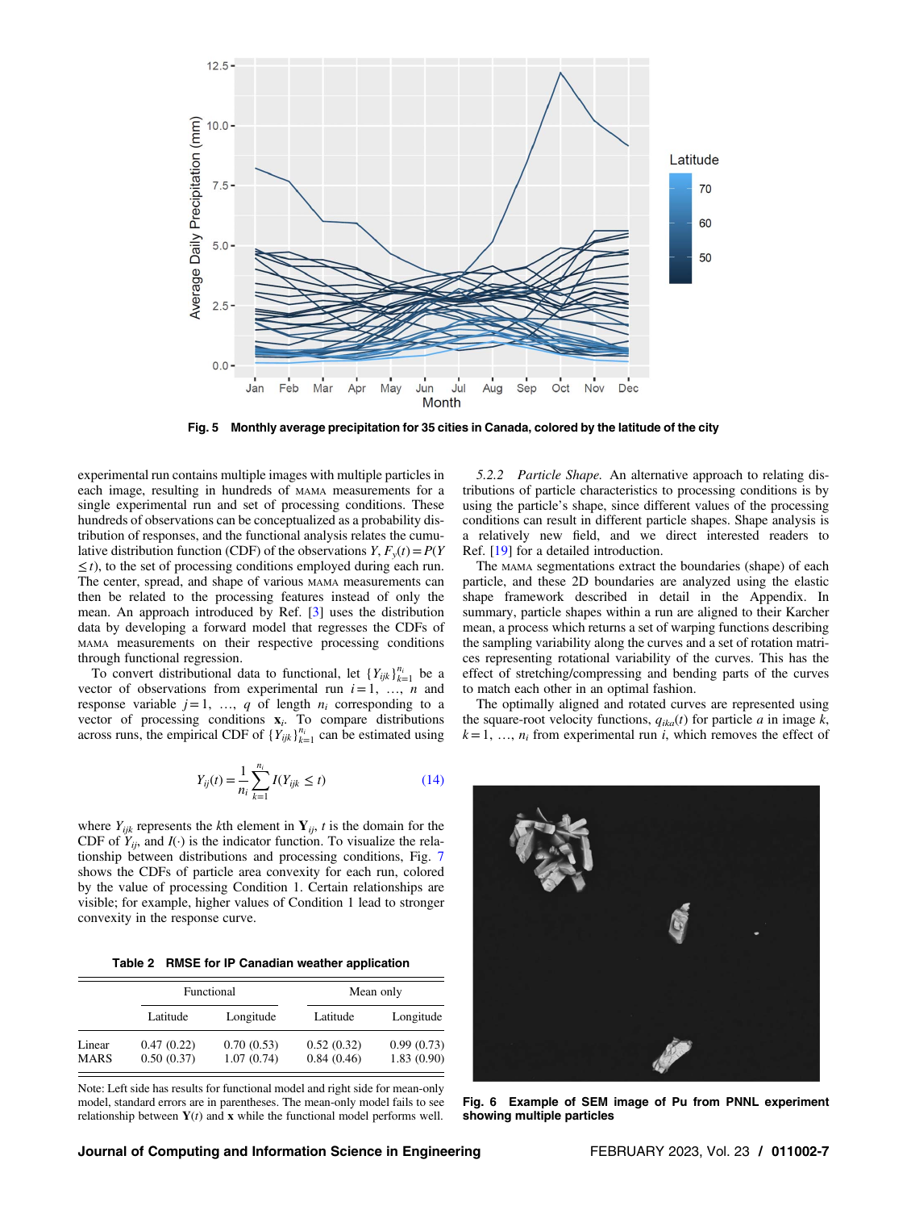Fig. 5 Monthly average precipitation for 35 cities in Canada, colored by the latitude of the city

experimental run contains multiple images with multiple particles in each image, resulting in hundreds of MAMA measurements for a single experimental run and set of processing conditions. These hundreds of observations can be conceptualized as a probability distribution of responses, and the functional analysis relates the cumulative distribution function (CDF) of the observations $Y$, $F_y(t) = P(Y \leq t)$, to the set of processing conditions employed during each run. The center, spread, and shape of various MAMA measurements can then be related to the processing features instead of only the mean. An approach introduced by Ref. [3] uses the distribution data by developing a forward model that regresses the CDFs of MAMA measurements on their respective processing conditions through functional regression.

To convert distributional data to functional, let $\{Y_{ijk}\}_{k=1}^{n_i}$ be a vector of observations from experimental run $i = 1, \ldots, n$ and response variable $j = 1, \ldots, q$ of length $n_i$ corresponding to a vector of processing conditions $\mathbf{x}_i$. To compare distributions across runs, the empirical CDF of $\{Y_{ijk}\}_{k=1}^{n_i}$ can be estimated using

$$Y_{ij}(t) = \frac{1}{n_i} \sum_{k=1}^{n_i} I(Y_{ijk} \leq t) \tag{14}$$

where $Y_{ijk}$ represents the $k$th element in $\mathbf{Y}_{ij}$, $t$ is the domain for the CDF of $Y_{ij}$, and $I(\cdot)$ is the indicator function. To visualize the relationship between distributions and processing conditions, Fig. 7 shows the CDFs of particle area convexity for each run, colored by the value of processing Condition 1. Certain relationships are visible; for example, higher values of Condition 1 lead to stronger convexity in the response curve.

Table 2 RMSE for IP Canadian weather application

| | Functional | | Mean only | |
|---|---|---|---|---|
| | Latitude | Longitude | Latitude | Longitude |
| Linear | 0.47 (0.22) | 0.70 (0.53) | 0.52 (0.32) | 0.99 (0.73) |
| MARS | 0.50 (0.37) | 1.07 (0.74) | 0.84 (0.46) | 1.83 (0.90) |

Note: Left side has results for functional model and right side for mean-only model, standard errors are in parentheses. The mean-only model fails to see relationship between $\mathbf{Y}(t)$ and $\mathbf{x}$ while the functional model performs well.

*5.2.2 Particle Shape.* An alternative approach to relating distributions of particle characteristics to processing conditions is by using the particle's shape, since different values of the processing conditions can result in different particle shapes. Shape analysis is a relatively new field, and we direct interested readers to Ref. [19] for a detailed introduction.

The MAMA segmentations extract the boundaries (shape) of each particle, and these 2D boundaries are analyzed using the elastic shape framework described in detail in the Appendix. In summary, particle shapes within a run are aligned to their Karcher mean, a process which returns a set of warping functions describing the sampling variability along the curves and a set of rotation matrices representing rotational variability of the curves. This has the effect of stretching/compressing and bending parts of the curves to match each other in an optimal fashion.

The optimally aligned and rotated curves are represented using the square-root velocity functions, $q_{ika}(t)$ for particle $a$ in image $k$, $k = 1, \ldots, n_i$ from experimental run $i$, which removes the effect of

Fig. 6 Example of SEM image of Pu from PNNL experiment showing multiple particles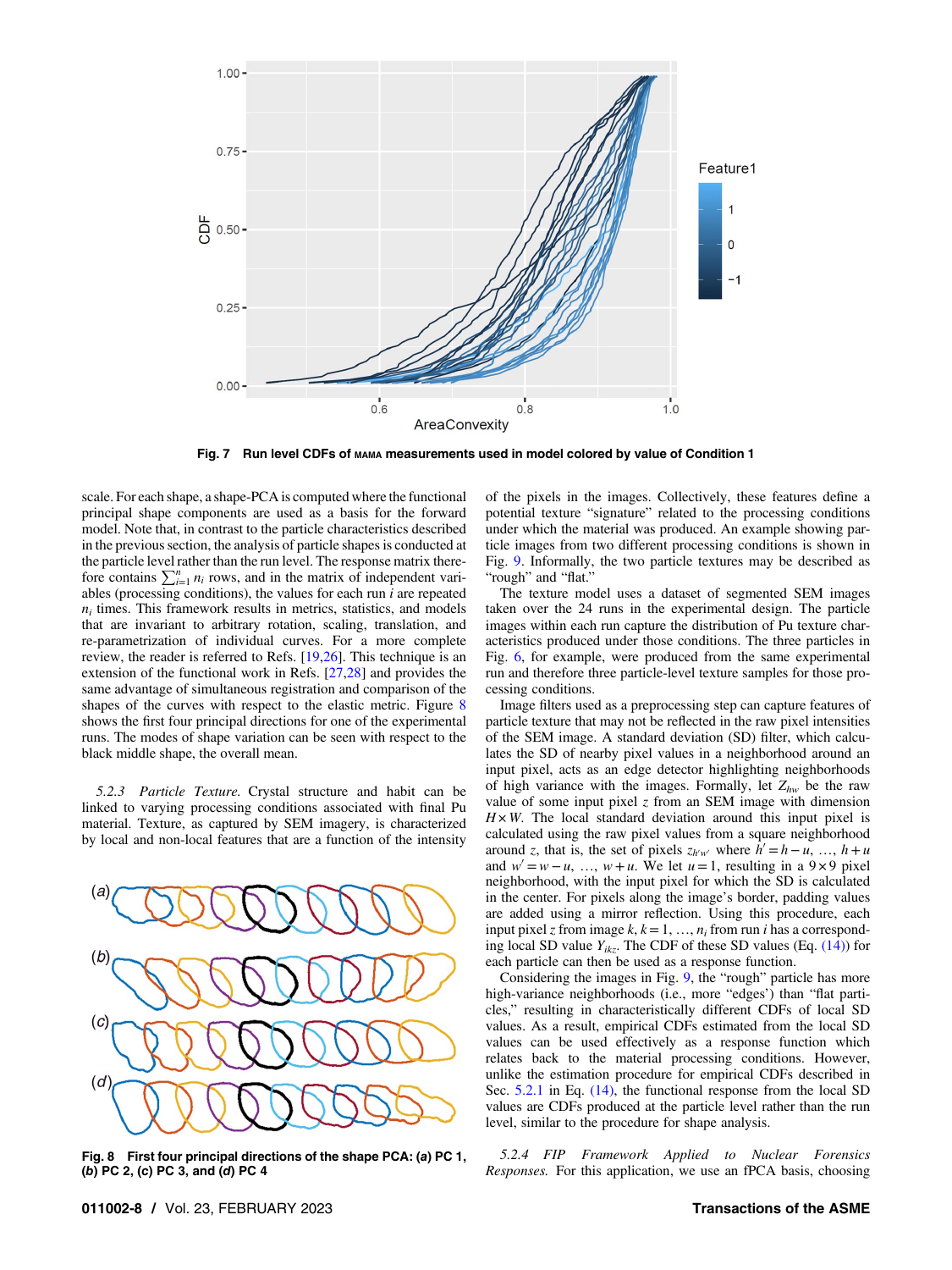Fig. 7 Run level CDFs of MAMA measurements used in model colored by value of Condition 1

scale. For each shape, a shape-PCA is computed where the functional principal shape components are used as a basis for the forward model. Note that, in contrast to the particle characteristics described in the previous section, the analysis of particle shapes is conducted at the particle level rather than the run level. The response matrix therefore contains $\sum_{i=1}^{n} n_i$ rows, and in the matrix of independent variables (processing conditions), the values for each run $i$ are repeated $n_i$ times. This framework results in metrics, statistics, and models that are invariant to arbitrary rotation, scaling, translation, and re-parametrization of individual curves. For a more complete review, the reader is referred to Refs. [19,26]. This technique is an extension of the functional work in Refs. [27,28] and provides the same advantage of simultaneous registration and comparison of the shapes of the curves with respect to the elastic metric. Figure 8 shows the first four principal directions for one of the experimental runs. The modes of shape variation can be seen with respect to the black middle shape, the overall mean.

*5.2.3 Particle Texture.* Crystal structure and habit can be linked to varying processing conditions associated with final Pu material. Texture, as captured by SEM imagery, is characterized by local and non-local features that are a function of the intensity of the pixels in the images. Collectively, these features define a potential texture "signature" related to the processing conditions under which the material was produced. An example showing particle images from two different processing conditions is shown in Fig. 9. Informally, the two particle textures may be described as "rough" and "flat."

Fig. 8 First four principal directions of the shape PCA: (a) PC 1, (b) PC 2, (c) PC 3, and (d) PC 4

The texture model uses a dataset of segmented SEM images taken over the 24 runs in the experimental design. The particle images within each run capture the distribution of Pu texture characteristics produced under those conditions. The three particles in Fig. 6, for example, were produced from the same experimental run and therefore three particle-level texture samples for those processing conditions.

Image filters used as a preprocessing step can capture features of particle texture that may not be reflected in the raw pixel intensities of the SEM image. A standard deviation (SD) filter, which calculates the SD of nearby pixel values in a neighborhood around an input pixel, acts as an edge detector highlighting neighborhoods of high variance with the images. Formally, let $Z_{hw}$ be the raw value of some input pixel $z$ from an SEM image with dimension $H \times W$. The local standard deviation around this input pixel is calculated using the raw pixel values from a square neighborhood around $z$, that is, the set of pixels $z_{h'w'}$ where $h' = h - u, \ldots, h + u$ and $w' = w - u, \ldots, w + u$. We let $u = 1$, resulting in a $9 \times 9$ pixel neighborhood, with the input pixel for which the SD is calculated in the center. For pixels along the image's border, padding values are added using a mirror reflection. Using this procedure, each input pixel $z$ from image $k$, $k = 1, \ldots, n_i$ from run $i$ has a corresponding local SD value $Y_{ikz}$. The CDF of these SD values (Eq. (14)) for each particle can then be used as a response function.

Considering the images in Fig. 9, the "rough" particle has more high-variance neighborhoods (i.e., more "edges') than "flat particles," resulting in characteristically different CDFs of local SD values. As a result, empirical CDFs estimated from the local SD values can be used effectively as a response function which relates back to the material processing conditions. However, unlike the estimation procedure for empirical CDFs described in Sec. 5.2.1 in Eq. (14), the functional response from the local SD values are CDFs produced at the particle level rather than the run level, similar to the procedure for shape analysis.

*5.2.4 FIP Framework Applied to Nuclear Forensics Responses.* For this application, we use an fPCA basis, choosing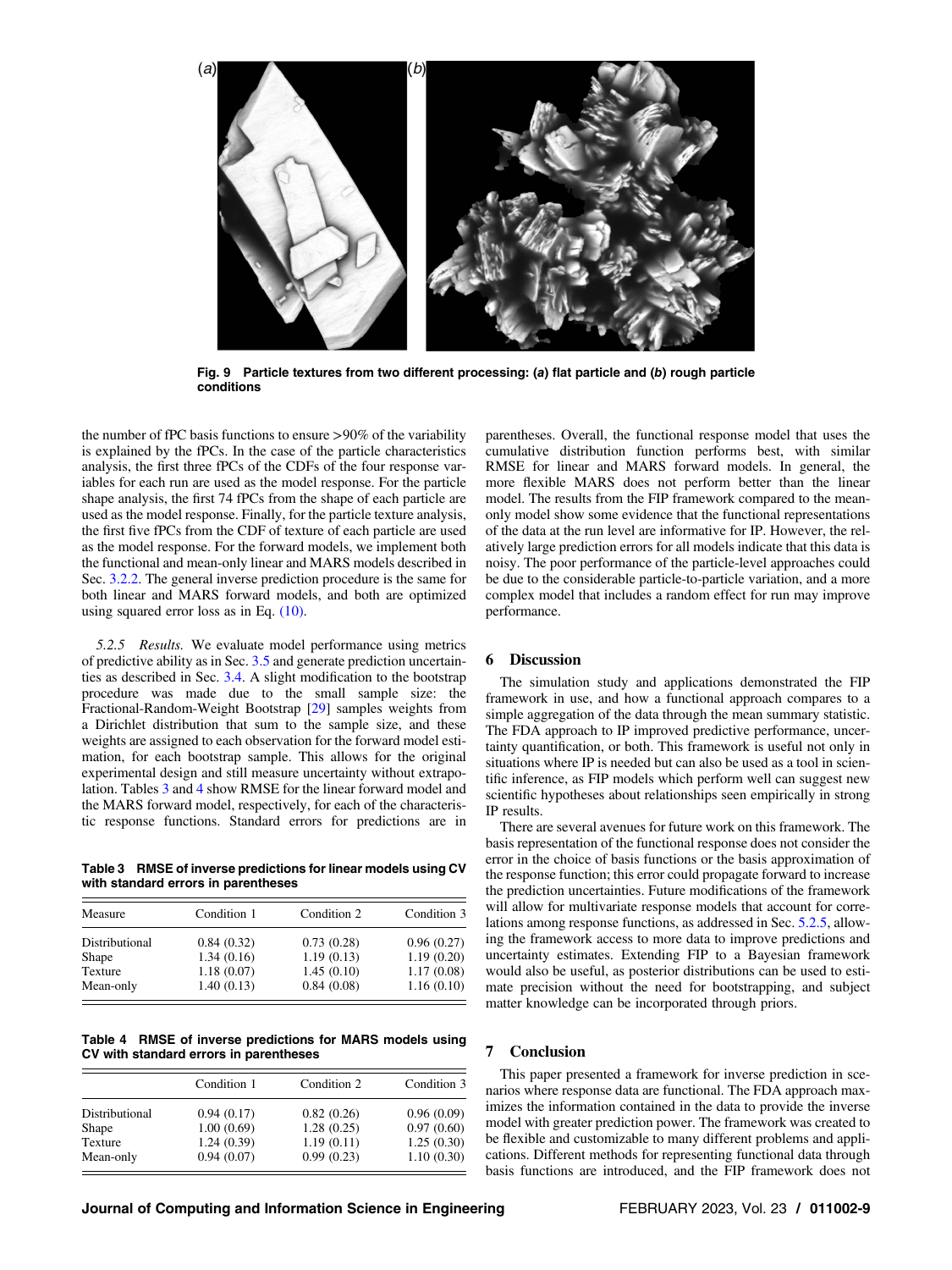Fig. 9 Particle textures from two different processing: (a) flat particle and (b) rough particle conditions

the number of fPC basis functions to ensure >90% of the variability is explained by the fPCs. In the case of the particle characteristics analysis, the first three fPCs of the CDFs of the four response variables for each run are used as the model response. For the particle shape analysis, the first 74 fPCs from the shape of each particle are used as the model response. Finally, for the particle texture analysis, the first five fPCs from the CDF of texture of each particle are used as the model response. For the forward models, we implement both the functional and mean-only linear and MARS models described in Sec. 3.2.2. The general inverse prediction procedure is the same for both linear and MARS forward models, and both are optimized using squared error loss as in Eq. (10).

*5.2.5 Results.* We evaluate model performance using metrics of predictive ability as in Sec. 3.5 and generate prediction uncertainties as described in Sec. 3.4. A slight modification to the bootstrap procedure was made due to the small sample size: the Fractional-Random-Weight Bootstrap [29] samples weights from a Dirichlet distribution that sum to the sample size, and these weights are assigned to each observation for the forward model estimation, for each bootstrap sample. This allows for the original experimental design and still measure uncertainty without extrapolation. Tables 3 and 4 show RMSE for the linear forward model and the MARS forward model, respectively, for each of the characteristic response functions. Standard errors for predictions are in parentheses. Overall, the functional response model that uses the cumulative distribution function performs best, with similar RMSE for linear and MARS forward models. In general, the more flexible MARS does not perform better than the linear model. The results from the FIP framework compared to the mean-only model show some evidence that the functional representations of the data at the run level are informative for IP. However, the relatively large prediction errors for all models indicate that this data is noisy. The poor performance of the particle-level approaches could be due to the considerable particle-to-particle variation, and a more complex model that includes a random effect for run may improve performance.

**Table 3 RMSE of inverse predictions for linear models using CV with standard errors in parentheses**

| Measure | Condition 1 | Condition 2 | Condition 3 |
|---|---|---|---|
| Distributional | 0.84 (0.32) | 0.73 (0.28) | 0.96 (0.27) |
| Shape | 1.34 (0.16) | 1.19 (0.13) | 1.19 (0.20) |
| Texture | 1.18 (0.07) | 1.45 (0.10) | 1.17 (0.08) |
| Mean-only | 1.40 (0.13) | 0.84 (0.08) | 1.16 (0.10) |

**Table 4 RMSE of inverse predictions for MARS models using CV with standard errors in parentheses**

| | Condition 1 | Condition 2 | Condition 3 |
|---|---|---|---|
| Distributional | 0.94 (0.17) | 0.82 (0.26) | 0.96 (0.09) |
| Shape | 1.00 (0.69) | 1.28 (0.25) | 0.97 (0.60) |
| Texture | 1.24 (0.39) | 1.19 (0.11) | 1.25 (0.30) |
| Mean-only | 0.94 (0.07) | 0.99 (0.23) | 1.10 (0.30) |

## 6 Discussion

The simulation study and applications demonstrated the FIP framework in use, and how a functional approach compares to a simple aggregation of the data through the mean summary statistic. The FDA approach to IP improved predictive performance, uncertainty quantification, or both. This framework is useful not only in situations where IP is needed but can also be used as a tool in scientific inference, as FIP models which perform well can suggest new scientific hypotheses about relationships seen empirically in strong IP results.

There are several avenues for future work on this framework. The basis representation of the functional response does not consider the error in the choice of basis functions or the basis approximation of the response function; this error could propagate forward to increase the prediction uncertainties. Future modifications of the framework will allow for multivariate response models that account for correlations among response functions, as addressed in Sec. 5.2.5, allowing the framework access to more data to improve predictions and uncertainty estimates. Extending FIP to a Bayesian framework would also be useful, as posterior distributions can be used to estimate precision without the need for bootstrapping, and subject matter knowledge can be incorporated through priors.

## 7 Conclusion

This paper presented a framework for inverse prediction in scenarios where response data are functional. The FDA approach maximizes the information contained in the data to provide the inverse model with greater prediction power. The framework was created to be flexible and customizable to many different problems and applications. Different methods for representing functional data through basis functions are introduced, and the FIP framework does not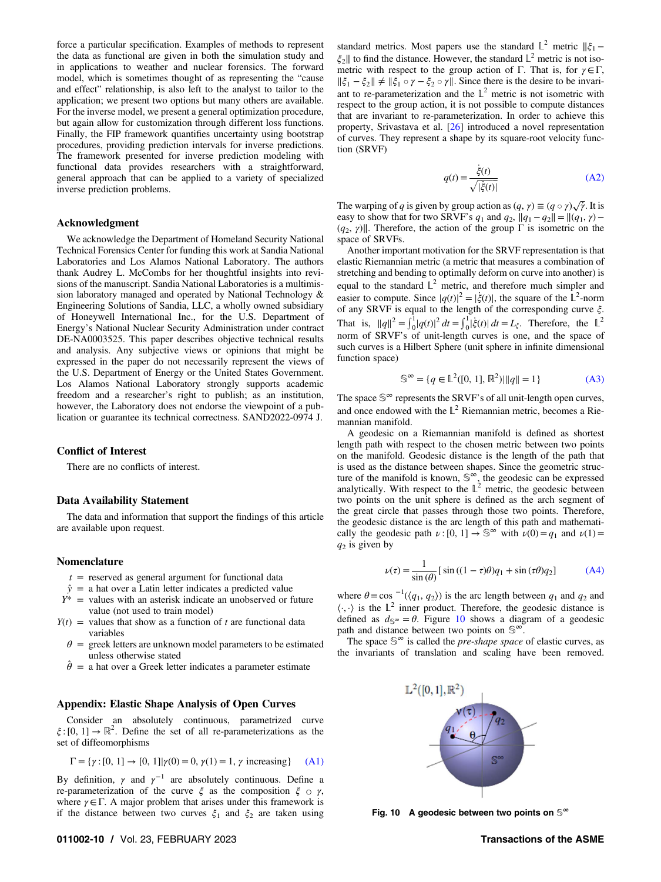force a particular specification. Examples of methods to represent the data as functional are given in both the simulation study and in applications to weather and nuclear forensics. The forward model, which is sometimes thought of as representing the "cause and effect" relationship, is also left to the analyst to tailor to the application; we present two options but many others are available. For the inverse model, we present a general optimization procedure, but again allow for customization through different loss functions. Finally, the FIP framework quantifies uncertainty using bootstrap procedures, providing prediction intervals for inverse predictions. The framework presented for inverse prediction modeling with functional data provides researchers with a straightforward, general approach that can be applied to a variety of specialized inverse prediction problems.

## Acknowledgment

We acknowledge the Department of Homeland Security National Technical Forensics Center for funding this work at Sandia National Laboratories and Los Alamos National Laboratory. The authors thank Audrey L. McCombs for her thoughtful insights into revisions of the manuscript. Sandia National Laboratories is a multimission laboratory managed and operated by National Technology & Engineering Solutions of Sandia, LLC, a wholly owned subsidiary of Honeywell International Inc., for the U.S. Department of Energy's National Nuclear Security Administration under contract DE-NA0003525. This paper describes objective technical results and analysis. Any subjective views or opinions that might be expressed in the paper do not necessarily represent the views of the U.S. Department of Energy or the United States Government. Los Alamos National Laboratory strongly supports academic freedom and a researcher's right to publish; as an institution, however, the Laboratory does not endorse the viewpoint of a publication or guarantee its technical correctness. SAND2022-0974 J.

## Conflict of Interest

There are no conflicts of interest.

## Data Availability Statement

The data and information that support the findings of this article are available upon request.

## Nomenclature

- $t$ = reserved as general argument for functional data
- $\hat{y}$ = a hat over a Latin letter indicates a predicted value
- $Y^*$ = values with an asterisk indicate an unobserved or future value (not used to train model)
- $Y(t)$ = values that show as a function of $t$ are functional data variables
- $\theta$ = greek letters are unknown model parameters to be estimated unless otherwise stated
- $\hat{\theta}$ = a hat over a Greek letter indicates a parameter estimate

## Appendix: Elastic Shape Analysis of Open Curves

Consider an absolutely continuous, parametrized curve $\xi : [0, 1] \to \mathbb{R}^2$. Define the set of all re-parameterizations as the set of diffeomorphisms

$$\Gamma = \{\gamma : [0, 1] \to [0, 1] | \gamma(0) = 0, \gamma(1) = 1, \gamma \text{ increasing}\} \tag{A1}$$

By definition, $\gamma$ and $\gamma^{-1}$ are absolutely continuous. Define a re-parameterization of the curve $\xi$ as the composition $\xi \circ \gamma$, where $\gamma \in \Gamma$. A major problem that arises under this framework is if the distance between two curves $\xi_1$ and $\xi_2$ are taken using standard metrics. Most papers use the standard $\mathbb{L}^2$ metric $\|\xi_1 - \xi_2\|$ to find the distance. However, the standard $\mathbb{L}^2$ metric is not isometric with respect to the group action of $\Gamma$. That is, for $\gamma \in \Gamma$, $\|\xi_1 - \xi_2\| \neq \|\xi_1 \circ \gamma - \xi_2 \circ \gamma\|$. Since there is the desire to be invariant to re-parameterization and the $\mathbb{L}^2$ metric is not isometric with respect to the group action, it is not possible to compute distances that are invariant to re-parameterization. In order to achieve this property, Srivastava et al. [26] introduced a novel representation of curves. They represent a shape by its square-root velocity function (SRVF)

$$q(t) = \frac{\dot{\xi}(t)}{\sqrt{|\dot{\xi}(t)|}} \tag{A2}$$

The warping of $q$ is given by group action as $(q, \gamma) \equiv (q \circ \gamma)\sqrt{\dot{\gamma}}$. It is easy to show that for two SRVF's $q_1$ and $q_2$, $\|q_1 - q_2\| = \|(q_1, \gamma) - (q_2, \gamma)\|$. Therefore, the action of the group $\Gamma$ is isometric on the space of SRVFs.

Another important motivation for the SRVF representation is that elastic Riemannian metric (a metric that measures a combination of stretching and bending to optimally deform on curve into another) is equal to the standard $\mathbb{L}^2$ metric, and therefore much simpler and easier to compute. Since $|q(t)|^2 = |\dot{\xi}(t)|$, the square of the $\mathbb{L}^2$-norm of any SRVF is equal to the length of the corresponding curve $\xi$. That is, $\|q\|^2 = \int_0^1 |q(t)|^2\, dt = \int_0^1 |\dot{\xi}(t)|\, dt = L_\xi$. Therefore, the $\mathbb{L}^2$ norm of SRVF's of unit-length curves is one, and the space of such curves is a Hilbert Sphere (unit sphere in infinite dimensional function space)

$$\mathbb{S}^\infty = \{q \in \mathbb{L}^2([0, 1], \mathbb{R}^2) | \|q\| = 1\} \tag{A3}$$

The space $\mathbb{S}^\infty$ represents the SRVF's of all unit-length open curves, and once endowed with the $\mathbb{L}^2$ Riemannian metric, becomes a Riemannian manifold.

A geodesic on a Riemannian manifold is defined as shortest length path with respect to the chosen metric between two points on the manifold. Geodesic distance is the length of the path that is used as the distance between shapes. Since the geometric structure of the manifold is known, $\mathbb{S}^\infty$, the geodesic can be expressed analytically. With respect to the $\mathbb{L}^2$ metric, the geodesic between two points on the unit sphere is defined as the arc segment of the great circle that passes through those two points. Therefore, the geodesic distance is the arc length of this path and mathematically the geodesic path $\nu : [0, 1] \to \mathbb{S}^\infty$ with $\nu(0) = q_1$ and $\nu(1) = q_2$ is given by

$$\nu(\tau) = \frac{1}{\sin(\theta)}[\sin((1 - \tau)\theta)q_1 + \sin(\tau\theta)q_2] \tag{A4}$$

where $\theta = \cos^{-1}(\langle q_1, q_2 \rangle)$ is the arc length between $q_1$ and $q_2$ and $\langle \cdot, \cdot \rangle$ is the $\mathbb{L}^2$ inner product. Therefore, the geodesic distance is defined as $d_{\mathbb{S}^\infty} = \theta$. Figure 10 shows a diagram of a geodesic path and distance between two points on $\mathbb{S}^\infty$.

The space $\mathbb{S}^\infty$ is called the *pre-shape space* of elastic curves, as the invariants of translation and scaling have been removed.

**Fig. 10 A geodesic between two points on $\mathbb{S}^\infty$**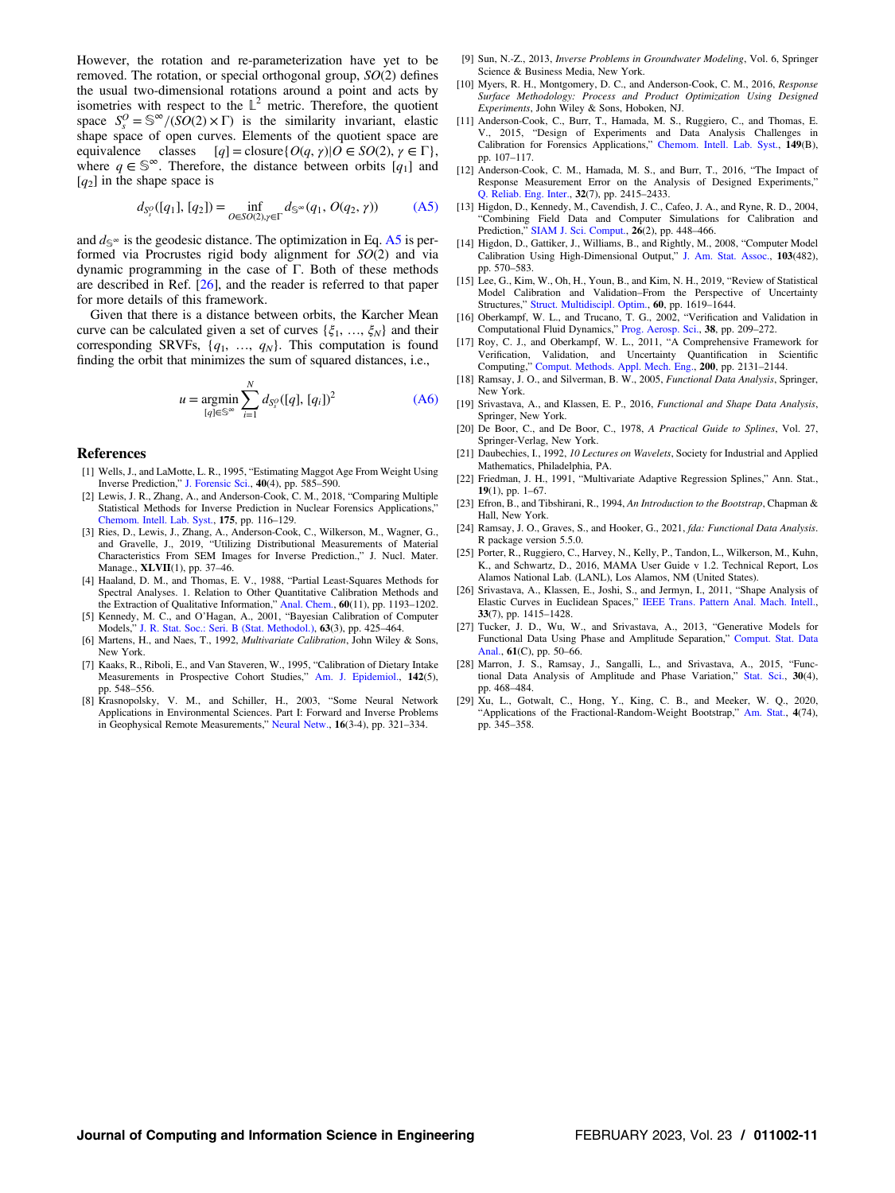However, the rotation and re-parameterization have yet to be removed. The rotation, or special orthogonal group, $SO(2)$ defines the usual two-dimensional rotations around a point and acts by isometries with respect to the $\mathbb{L}^2$ metric. Therefore, the quotient space $S_s^O = \mathbb{S}^\infty/(SO(2) \times \Gamma)$ is the similarity invariant, elastic shape space of open curves. Elements of the quotient space are equivalence classes $[q] = \text{closure}\{O(q, \gamma) | O \in SO(2), \gamma \in \Gamma\}$, where $q \in \mathbb{S}^\infty$. Therefore, the distance between orbits $[q_1]$ and $[q_2]$ in the shape space is

$$d_{S_s^O}([q_1], [q_2]) = \inf_{O \in SO(2), \gamma \in \Gamma} d_{\mathbb{S}^\infty}(q_1, O(q_2, \gamma)) \tag{A5}$$

and $d_{\mathbb{S}^\infty}$ is the geodesic distance. The optimization in Eq. A5 is performed via Procrustes rigid body alignment for $SO(2)$ and via dynamic programming in the case of $\Gamma$. Both of these methods are described in Ref. [26], and the reader is referred to that paper for more details of this framework.

Given that there is a distance between orbits, the Karcher Mean curve can be calculated given a set of curves $\{\xi_1, \ldots, \xi_N\}$ and their corresponding SRVFs, $\{q_1, \ldots, q_N\}$. This computation is found finding the orbit that minimizes the sum of squared distances, i.e.,

$$u = \operatorname*{argmin}_{[q] \in \mathbb{S}^\infty} \sum_{i=1}^{N} d_{S_s^O}([q], [q_i])^2 \tag{A6}$$

## References

[1] Wells, J., and LaMotte, L. R., 1995, "Estimating Maggot Age From Weight Using Inverse Prediction," J. Forensic Sci., **40**(4), pp. 585–590.

[2] Lewis, J. R., Zhang, A., and Anderson-Cook, C. M., 2018, "Comparing Multiple Statistical Methods for Inverse Prediction in Nuclear Forensics Applications," Chemom. Intell. Lab. Syst., **175**, pp. 116–129.

[3] Ries, D., Lewis, J., Zhang, A., Anderson-Cook, C., Wilkerson, M., Wagner, G., and Gravelle, J., 2019, "Utilizing Distributional Measurements of Material Characteristics From SEM Images for Inverse Prediction.," J. Nucl. Mater. Manage., **XLVII**(1), pp. 37–46.

[4] Haaland, D. M., and Thomas, E. V., 1988, "Partial Least-Squares Methods for Spectral Analyses. 1. Relation to Other Quantitative Calibration Methods and the Extraction of Qualitative Information," Anal. Chem., **60**(11), pp. 1193–1202.

[5] Kennedy, M. C., and O'Hagan, A., 2001, "Bayesian Calibration of Computer Models," J. R. Stat. Soc.: Seri. B (Stat. Methodol.), **63**(3), pp. 425–464.

[6] Martens, H., and Naes, T., 1992, *Multivariate Calibration*, John Wiley & Sons, New York.

[7] Kaaks, R., Riboli, E., and Van Staveren, W., 1995, "Calibration of Dietary Intake Measurements in Prospective Cohort Studies," Am. J. Epidemiol., **142**(5), pp. 548–556.

[8] Krasnopolsky, V. M., and Schiller, H., 2003, "Some Neural Network Applications in Environmental Sciences. Part I: Forward and Inverse Problems in Geophysical Remote Measurements," Neural Netw., **16**(3-4), pp. 321–334.

[9] Sun, N.-Z., 2013, *Inverse Problems in Groundwater Modeling*, Vol. 6, Springer Science & Business Media, New York.

[10] Myers, R. H., Montgomery, D. C., and Anderson-Cook, C. M., 2016, *Response Surface Methodology: Process and Product Optimization Using Designed Experiments*, John Wiley & Sons, Hoboken, NJ.

[11] Anderson-Cook, C., Burr, T., Hamada, M. S., Ruggiero, C., and Thomas, E. V., 2015, "Design of Experiments and Data Analysis Challenges in Calibration for Forensics Applications," Chemom. Intell. Lab. Syst., **149**(B), pp. 107–117.

[12] Anderson-Cook, C. M., Hamada, M. S., and Burr, T., 2016, "The Impact of Response Measurement Error on the Analysis of Designed Experiments," Q. Reliab. Eng. Inter., **32**(7), pp. 2415–2433.

[13] Higdon, D., Kennedy, M., Cavendish, J. C., Cafeo, J. A., and Ryne, R. D., 2004, "Combining Field Data and Computer Simulations for Calibration and Prediction," SIAM J. Sci. Comput., **26**(2), pp. 448–466.

[14] Higdon, D., Gattiker, J., Williams, B., and Rightly, M., 2008, "Computer Model Calibration Using High-Dimensional Output," J. Am. Stat. Assoc., **103**(482), pp. 570–583.

[15] Lee, G., Kim, W., Oh, H., Youn, B., and Kim, N. H., 2019, "Review of Statistical Model Calibration and Validation–From the Perspective of Uncertainty Structures," Struct. Multidiscipl. Optim., **60**, pp. 1619–1644.

[16] Oberkampf, W. L., and Trucano, T. G., 2002, "Verification and Validation in Computational Fluid Dynamics," Prog. Aerosp. Sci., **38**, pp. 209–272.

[17] Roy, C. J., and Oberkampf, W. L., 2011, "A Comprehensive Framework for Verification, Validation, and Uncertainty Quantification in Scientific Computing," Comput. Methods. Appl. Mech. Eng., **200**, pp. 2131–2144.

[18] Ramsay, J. O., and Silverman, B. W., 2005, *Functional Data Analysis*, Springer, New York.

[19] Srivastava, A., and Klassen, E. P., 2016, *Functional and Shape Data Analysis*, Springer, New York.

[20] De Boor, C., and De Boor, C., 1978, *A Practical Guide to Splines*, Vol. 27, Springer-Verlag, New York.

[21] Daubechies, I., 1992, *10 Lectures on Wavelets*, Society for Industrial and Applied Mathematics, Philadelphia, PA.

[22] Friedman, J. H., 1991, "Multivariate Adaptive Regression Splines," Ann. Stat., **19**(1), pp. 1–67.

[23] Efron, B., and Tibshirani, R., 1994, *An Introduction to the Bootstrap*, Chapman & Hall, New York.

[24] Ramsay, J. O., Graves, S., and Hooker, G., 2021, *fda: Functional Data Analysis*. R package version 5.5.0.

[25] Porter, R., Ruggiero, C., Harvey, N., Kelly, P., Tandon, L., Wilkerson, M., Kuhn, K., and Schwartz, D., 2016, MAMA User Guide v 1.2. Technical Report, Los Alamos National Lab. (LANL), Los Alamos, NM (United States).

[26] Srivastava, A., Klassen, E., Joshi, S., and Jermyn, I., 2011, "Shape Analysis of Elastic Curves in Euclidean Spaces," IEEE Trans. Pattern Anal. Mach. Intell., **33**(7), pp. 1415–1428.

[27] Tucker, J. D., Wu, W., and Srivastava, A., 2013, "Generative Models for Functional Data Using Phase and Amplitude Separation," Comput. Stat. Data Anal., **61**(C), pp. 50–66.

[28] Marron, J. S., Ramsay, J., Sangalli, L., and Srivastava, A., 2015, "Functional Data Analysis of Amplitude and Phase Variation," Stat. Sci., **30**(4), pp. 468–484.

[29] Xu, L., Gotwalt, C., Hong, Y., King, C. B., and Meeker, W. Q., 2020, "Applications of the Fractional-Random-Weight Bootstrap," Am. Stat., **4**(74), pp. 345–358.